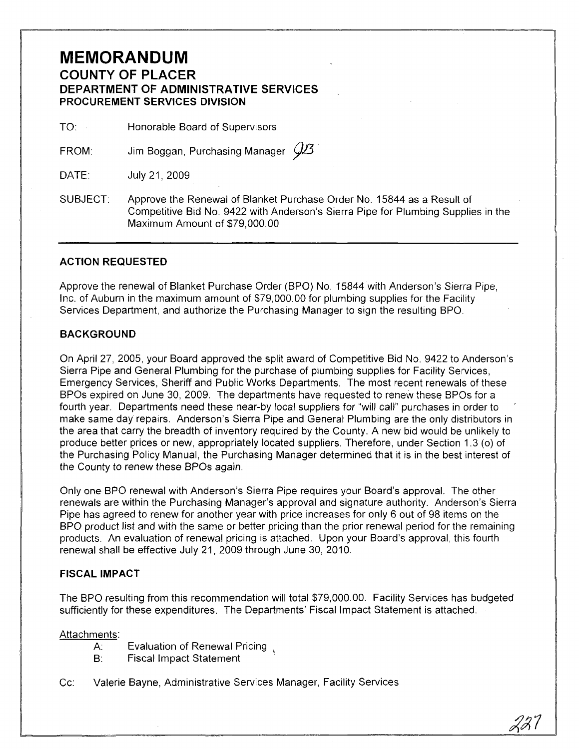# MEMORANDUM

## COUNTY OF PLACER

### DEPARTMENT OF ADMINISTRATIVE SERVICES

#### PROCUREMENT SERVICES DIVISION

TO: Honorable Board of Supervisors

FROM: Jim Boggan, Purchasing Manager JB

DATE: July 21, 2009

SUBJECT: Approve the Renewal of Blanket Purchase Order No. 15844 as a Result of Competitive Bid No. 9422 with Anderson's Sierra Pipe for Plumbing Supplies in the Maximum Amount of $79,000.00

---

### ACTION REQUESTED

Approve the renewal of Blanket Purchase Order (BPO) No. 15844 with Anderson's Sierra Pipe, Inc. of Auburn in the maximum amount of $79,000.00 for plumbing supplies for the Facility Services Department, and authorize the Purchasing Manager to sign the resulting BPO.

### BACKGROUND

On April 27, 2005, your Board approved the split award of Competitive Bid No. 9422 to Anderson's Sierra Pipe and General Plumbing for the purchase of plumbing supplies for Facility Services, Emergency Services, Sheriff and Public Works Departments. The most recent renewals of these BPOs expired on June 30, 2009. The departments have requested to renew these BPOs for a fourth year. Departments need these near-by local suppliers for "will call" purchases in order to make same day repairs. Anderson's Sierra Pipe and General Plumbing are the only distributors in the area that carry the breadth of inventory required by the County. A new bid would be unlikely to produce better prices or new, appropriately located suppliers. Therefore, under Section 1.3 (o) of the Purchasing Policy Manual, the Purchasing Manager determined that it is in the best interest of the County to renew these BPOs again.

Only one BPO renewal with Anderson's Sierra Pipe requires your Board's approval. The other renewals are within the Purchasing Manager's approval and signature authority. Anderson's Sierra Pipe has agreed to renew for another year with price increases for only 6 out of 98 items on the BPO product list and with the same or better pricing than the prior renewal period for the remaining products. An evaluation of renewal pricing is attached. Upon your Board's approval, this fourth renewal shall be effective July 21, 2009 through June 30, 2010.

### FISCAL IMPACT

The BPO resulting from this recommendation will total $79,000.00. Facility Services has budgeted sufficiently for these expenditures. The Departments' Fiscal Impact Statement is attached.

Attachments:

- A: Evaluation of Renewal Pricing
- B: Fiscal Impact Statement

Cc: Valerie Bayne, Administrative Services Manager, Facility Services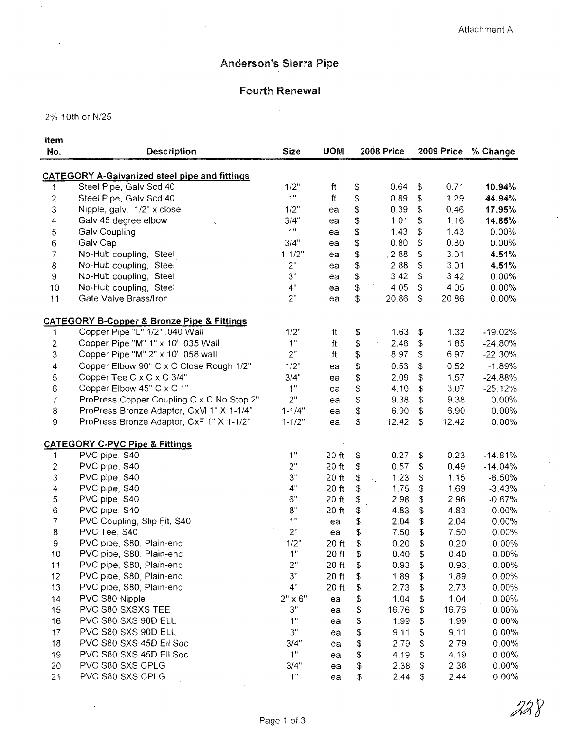Attachment A

# Anderson's Sierra Pipe

## Fourth Renewal

2% 10th or N/25

| Item No. | Description | Size | UOM | 2008 Price | 2009 Price | % Change |
|---|---|---|---|---|---|---|
| **CATEGORY A-Galvanized steel pipe and fittings** | | | | | | |
| 1 | Steel Pipe, Galv Scd 40 | 1/2" | ft | $ 0.64 | $ 0.71 | **10.94%** |
| 2 | Steel Pipe, Galv Scd 40 | 1" | ft | $ 0.89 | $ 1.29 | **44.94%** |
| 3 | Nipple, galv., 1/2" x close | 1/2" | ea | $ 0.39 | $ 0.46 | **17.95%** |
| 4 | Galv 45 degree elbow | 3/4" | ea | $ 1.01 | $ 1.16 | **14.85%** |
| 5 | Galv Coupling | 1" | ea | $ 1.43 | $ 1.43 | 0.00% |
| 6 | Galv Cap | 3/4" | ea | $ 0.80 | $ 0.80 | 0.00% |
| 7 | No-Hub coupling, Steel | 1 1/2" | ea | $ 2.88 | $ 3.01 | **4.51%** |
| 8 | No-Hub coupling, Steel | 2" | ea | $ 2.88 | $ 3.01 | **4.51%** |
| 9 | No-Hub coupling, Steel | 3" | ea | $ 3.42 | $ 3.42 | 0.00% |
| 10 | No-Hub coupling, Steel | 4" | ea | $ 4.05 | $ 4.05 | 0.00% |
| 11 | Gate Valve Brass/Iron | 2" | ea | $ 20.86 | $ 20.86 | 0.00% |
| **CATEGORY B-Copper & Bronze Pipe & Fittings** | | | | | | |
| 1 | Copper Pipe "L" 1/2" .040 Wall | 1/2" | ft | $ 1.63 | $ 1.32 | -19.02% |
| 2 | Copper Pipe "M" 1" x 10' .035 Wall | 1" | ft | $ 2.46 | $ 1.85 | -24.80% |
| 3 | Copper Pipe "M" 2" x 10' .058 wall | 2" | ft | $ 8.97 | $ 6.97 | -22.30% |
| 4 | Copper Elbow 90° C x C Close Rough 1/2" | 1/2" | ea | $ 0.53 | $ 0.52 | -1.89% |
| 5 | Copper Tee C x C x C 3/4" | 3/4" | ea | $ 2.09 | $ 1.57 | -24.88% |
| 6 | Copper Elbow 45° C x C 1" | 1" | ea | $ 4.10 | $ 3.07 | -25.12% |
| 7 | ProPress Copper Coupling C x C No Stop 2" | 2" | ea | $ 9.38 | $ 9.38 | 0.00% |
| 8 | ProPress Bronze Adaptor, CxM 1" X 1-1/4" | 1-1/4" | ea | $ 6.90 | $ 6.90 | 0.00% |
| 9 | ProPress Bronze Adaptor, CxF 1" X 1-1/2" | 1-1/2" | ea | $ 12.42 | $ 12.42 | 0.00% |
| **CATEGORY C-PVC Pipe & Fittings** | | | | | | |
| 1 | PVC pipe, S40 | 1" | 20 ft | $ 0.27 | $ 0.23 | -14.81% |
| 2 | PVC pipe, S40 | 2" | 20 ft | $ 0.57 | $ 0.49 | -14.04% |
| 3 | PVC pipe, S40 | 3" | 20 ft | $ 1.23 | $ 1.15 | -6.50% |
| 4 | PVC pipe, S40 | 4" | 20 ft | $ 1.75 | $ 1.69 | -3.43% |
| 5 | PVC pipe, S40 | 6" | 20 ft | $ 2.98 | $ 2.96 | -0.67% |
| 6 | PVC pipe, S40 | 8" | 20 ft | $ 4.83 | $ 4.83 | 0.00% |
| 7 | PVC Coupling, Slip Fit, S40 | 1" | ea | $ 2.04 | $ 2.04 | 0.00% |
| 8 | PVC Tee, S40 | 2" | ea | $ 7.50 | $ 7.50 | 0.00% |
| 9 | PVC pipe, S80, Plain-end | 1/2" | 20 ft | $ 0.20 | $ 0.20 | 0.00% |
| 10 | PVC pipe, S80, Plain-end | 1" | 20 ft | $ 0.40 | $ 0.40 | 0.00% |
| 11 | PVC pipe, S80, Plain-end | 2" | 20 ft | $ 0.93 | $ 0.93 | 0.00% |
| 12 | PVC pipe, S80, Plain-end | 3" | 20 ft | $ 1.89 | $ 1.89 | 0.00% |
| 13 | PVC pipe, S80, Plain-end | 4" | 20 ft | $ 2.73 | $ 2.73 | 0.00% |
| 14 | PVC S80 Nipple | 2" x 6" | ea | $ 1.04 | $ 1.04 | 0.00% |
| 15 | PVC S80 SXSXS TEE | 3" | ea | $ 16.76 | $ 16.76 | 0.00% |
| 16 | PVC S80 SXS 90D ELL | 1" | ea | $ 1.99 | $ 1.99 | 0.00% |
| 17 | PVC S80 SXS 90D ELL | 3" | ea | $ 9.11 | $ 9.11 | 0.00% |
| 18 | PVC S80 SXS 45D Ell Soc | 3/4" | ea | $ 2.79 | $ 2.79 | 0.00% |
| 19 | PVC S80 SXS 45D Ell Soc | 1" | ea | $ 4.19 | $ 4.19 | 0.00% |
| 20 | PVC S80 SXS CPLG | 3/4" | ea | $ 2.38 | $ 2.38 | 0.00% |
| 21 | PVC S80 SXS CPLG | 1" | ea | $ 2.44 | $ 2.44 | 0.00% |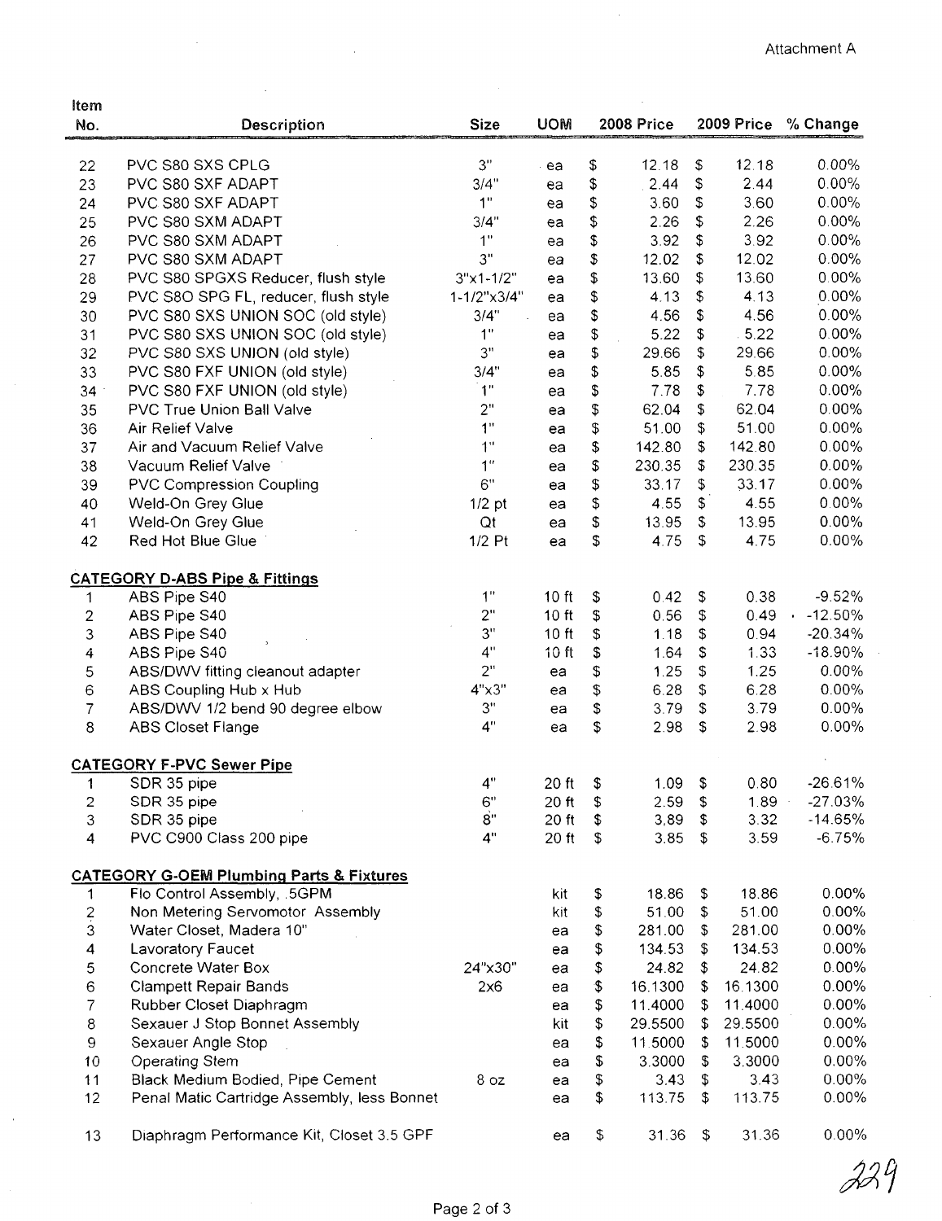Attachment A

| Item No. | Description | Size | UOM | 2008 Price | 2009 Price | % Change |
|---|---|---|---|---|---|---|
| 22 | PVC S80 SXS CPLG | 3" | ea | $ 12.18 | $ 12.18 | 0.00% |
| 23 | PVC S80 SXF ADAPT | 3/4" | ea | $ 2.44 | $ 2.44 | 0.00% |
| 24 | PVC S80 SXF ADAPT | 1" | ea | $ 3.60 | $ 3.60 | 0.00% |
| 25 | PVC S80 SXM ADAPT | 3/4" | ea | $ 2.26 | $ 2.26 | 0.00% |
| 26 | PVC S80 SXM ADAPT | 1" | ea | $ 3.92 | $ 3.92 | 0.00% |
| 27 | PVC S80 SXM ADAPT | 3" | ea | $ 12.02 | $ 12.02 | 0.00% |
| 28 | PVC S80 SPGXS Reducer, flush style | 3"x1-1/2" | ea | $ 13.60 | $ 13.60 | 0.00% |
| 29 | PVC S8O SPG FL, reducer, flush style | 1-1/2"x3/4" | ea | $ 4.13 | $ 4.13 | 0.00% |
| 30 | PVC S80 SXS UNION SOC (old style) | 3/4" | ea | $ 4.56 | $ 4.56 | 0.00% |
| 31 | PVC S80 SXS UNION SOC (old style) | 1" | ea | $ 5.22 | $ 5.22 | 0.00% |
| 32 | PVC S80 SXS UNION (old style) | 3" | ea | $ 29.66 | $ 29.66 | 0.00% |
| 33 | PVC S80 FXF UNION (old style) | 3/4" | ea | $ 5.85 | $ 5.85 | 0.00% |
| 34 | PVC S80 FXF UNION (old style) | 1" | ea | $ 7.78 | $ 7.78 | 0.00% |
| 35 | PVC True Union Ball Valve | 2" | ea | $ 62.04 | $ 62.04 | 0.00% |
| 36 | Air Relief Valve | 1" | ea | $ 51.00 | $ 51.00 | 0.00% |
| 37 | Air and Vacuum Relief Valve | 1" | ea | $ 142.80 | $ 142.80 | 0.00% |
| 38 | Vacuum Relief Valve | 1" | ea | $ 230.35 | $ 230.35 | 0.00% |
| 39 | PVC Compression Coupling | 6" | ea | $ 33.17 | $ 33.17 | 0.00% |
| 40 | Weld-On Grey Glue | 1/2 pt | ea | $ 4.55 | $ 4.55 | 0.00% |
| 41 | Weld-On Grey Glue | Qt | ea | $ 13.95 | $ 13.95 | 0.00% |
| 42 | Red Hot Blue Glue | 1/2 Pt | ea | $ 4.75 | $ 4.75 | 0.00% |
| | **CATEGORY D-ABS Pipe & Fittings** | | | | | |
| 1 | ABS Pipe S40 | 1" | 10 ft | $ 0.42 | $ 0.38 | -9.52% |
| 2 | ABS Pipe S40 | 2" | 10 ft | $ 0.56 | $ 0.49 | -12.50% |
| 3 | ABS Pipe S40 | 3" | 10 ft | $ 1.18 | $ 0.94 | -20.34% |
| 4 | ABS Pipe S40 | 4" | 10 ft | $ 1.64 | $ 1.33 | -18.90% |
| 5 | ABS/DWV fitting cleanout adapter | 2" | ea | $ 1.25 | $ 1.25 | 0.00% |
| 6 | ABS Coupling Hub x Hub | 4"x3" | ea | $ 6.28 | $ 6.28 | 0.00% |
| 7 | ABS/DWV 1/2 bend 90 degree elbow | 3" | ea | $ 3.79 | $ 3.79 | 0.00% |
| 8 | ABS Closet Flange | 4" | ea | $ 2.98 | $ 2.98 | 0.00% |
| | **CATEGORY F-PVC Sewer Pipe** | | | | | |
| 1 | SDR 35 pipe | 4" | 20 ft | $ 1.09 | $ 0.80 | -26.61% |
| 2 | SDR 35 pipe | 6" | 20 ft | $ 2.59 | $ 1.89 | -27.03% |
| 3 | SDR 35 pipe | 8" | 20 ft | $ 3,89 | $ 3.32 | -14.65% |
| 4 | PVC C900 Class 200 pipe | 4" | 20 ft | $ 3.85 | $ 3.59 | -6.75% |
| | **CATEGORY G-OEM Plumbing Parts & Fixtures** | | | | | |
| 1 | Flo Control Assembly, .5GPM | | kit | $ 18.86 | $ 18.86 | 0.00% |
| 2 | Non Metering Servomotor Assembly | | kit | $ 51.00 | $ 51.00 | 0.00% |
| 3 | Water Closet, Madera 10" | | ea | $ 281.00 | $ 281.00 | 0.00% |
| 4 | Lavoratory Faucet | | ea | $ 134.53 | $ 134.53 | 0.00% |
| 5 | Concrete Water Box | 24"x30" | ea | $ 24.82 | $ 24.82 | 0.00% |
| 6 | Clampett Repair Bands | 2x6 | ea | $ 16.1300 | $ 16.1300 | 0.00% |
| 7 | Rubber Closet Diaphragm | | ea | $ 11.4000 | $ 11.4000 | 0.00% |
| 8 | Sexauer J Stop Bonnet Assembly | | kit | $ 29.5500 | $ 29.5500 | 0.00% |
| 9 | Sexauer Angle Stop | | ea | $ 11.5000 | $ 11.5000 | 0.00% |
| 10 | Operating Stem | | ea | $ 3.3000 | $ 3.3000 | 0.00% |
| 11 | Black Medium Bodied, Pipe Cement | 8 oz | ea | $ 3.43 | $ 3.43 | 0.00% |
| 12 | Penal Matic Cartridge Assembly, less Bonnet | | ea | $ 113.75 | $ 113.75 | 0.00% |
| 13 | Diaphragm Performance Kit, Closet 3.5 GPF | | ea | $ 31.36 | $ 31.36 | 0.00% |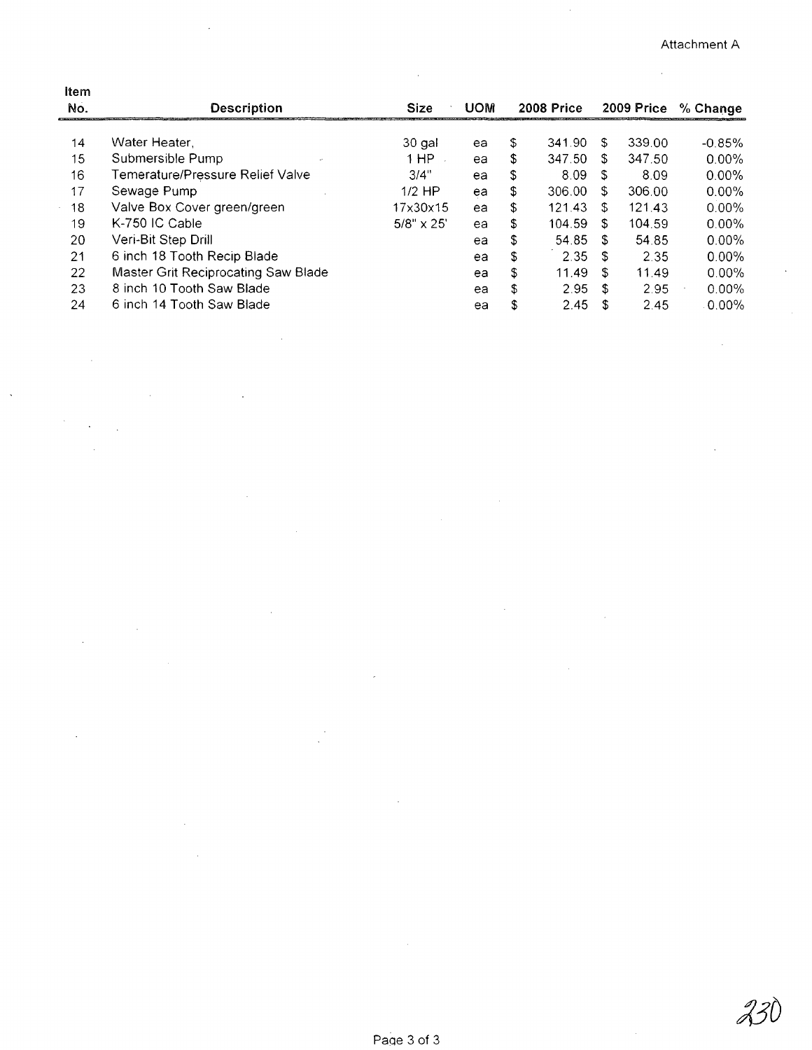Attachment A

| Item No. | Description | Size | UOM | 2008 Price | 2009 Price | % Change |
|---|---|---|---|---|---|---|
| 14 | Water Heater, | 30 gal | ea | $ 341.90 | $ 339.00 | -0.85% |
| 15 | Submersible Pump | 1 HP | ea | $ 347.50 | $ 347.50 | 0.00% |
| 16 | Temerature/Pressure Relief Valve | 3/4" | ea | $ 8.09 | $ 8.09 | 0.00% |
| 17 | Sewage Pump | 1/2 HP | ea | $ 306.00 | $ 306.00 | 0.00% |
| 18 | Valve Box Cover green/green | 17x30x15 | ea | $ 121.43 | $ 121.43 | 0.00% |
| 19 | K-750 IC Cable | 5/8" x 25' | ea | $ 104.59 | $ 104.59 | 0.00% |
| 20 | Veri-Bit Step Drill | | ea | $ 54.85 | $ 54.85 | 0.00% |
| 21 | 6 inch 18 Tooth Recip Blade | | ea | $ 2.35 | $ 2.35 | 0.00% |
| 22 | Master Grit Reciprocating Saw Blade | | ea | $ 11.49 | $ 11.49 | 0.00% |
| 23 | 8 inch 10 Tooth Saw Blade | | ea | $ 2.95 | $ 2.95 | 0.00% |
| 24 | 6 inch 14 Tooth Saw Blade | | ea | $ 2.45 | $ 2.45 | 0.00% |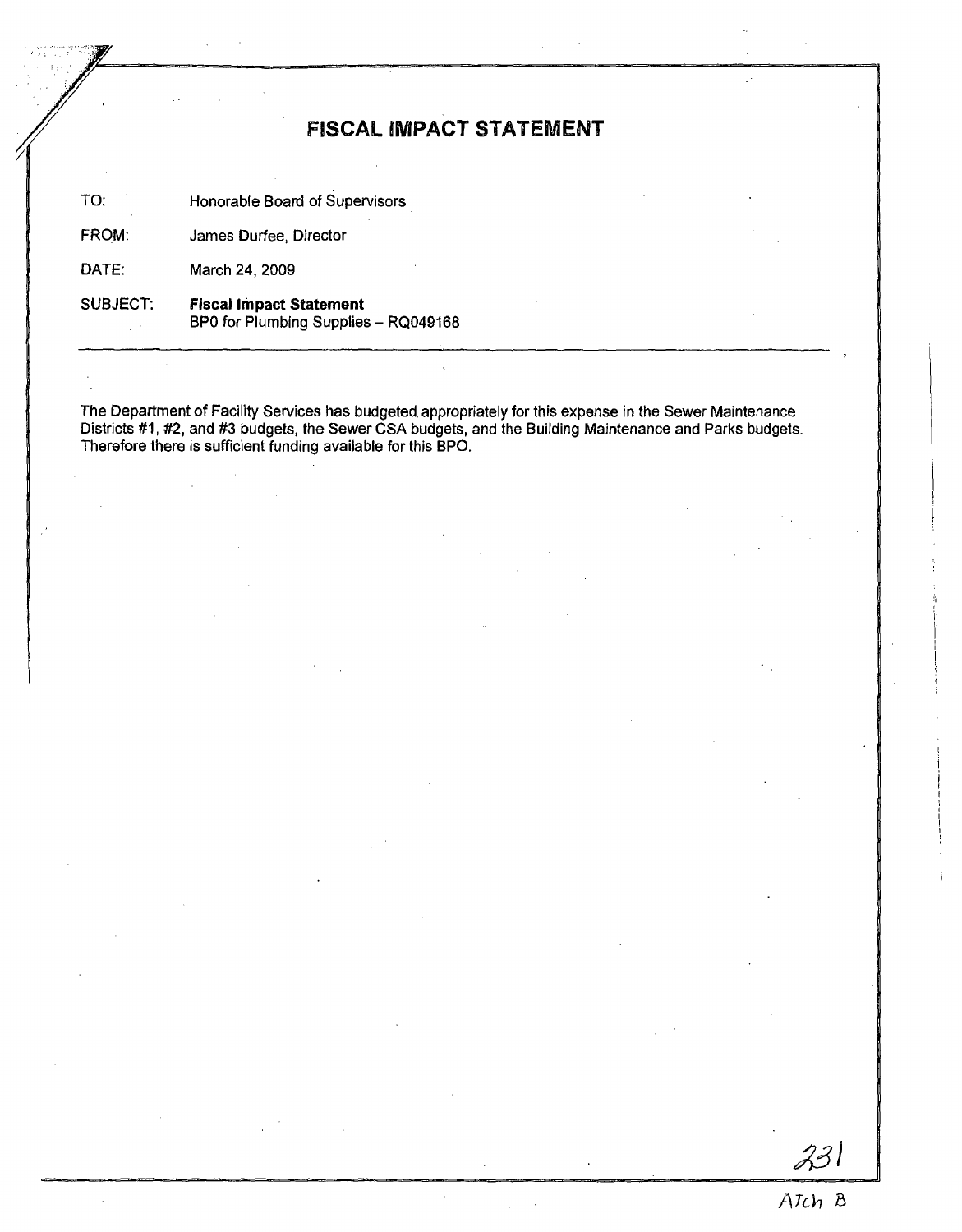# FISCAL IMPACT STATEMENT

TO: Honorable Board of Supervisors

FROM: James Durfee, Director

DATE: March 24, 2009

SUBJECT: **Fiscal Impact Statement**
BP0 for Plumbing Supplies – RQ049168

---

The Department of Facility Services has budgeted appropriately for this expense in the Sewer Maintenance Districts #1, #2, and #3 budgets, the Sewer CSA budgets, and the Building Maintenance and Parks budgets. Therefore there is sufficient funding available for this BPO.

ATch B